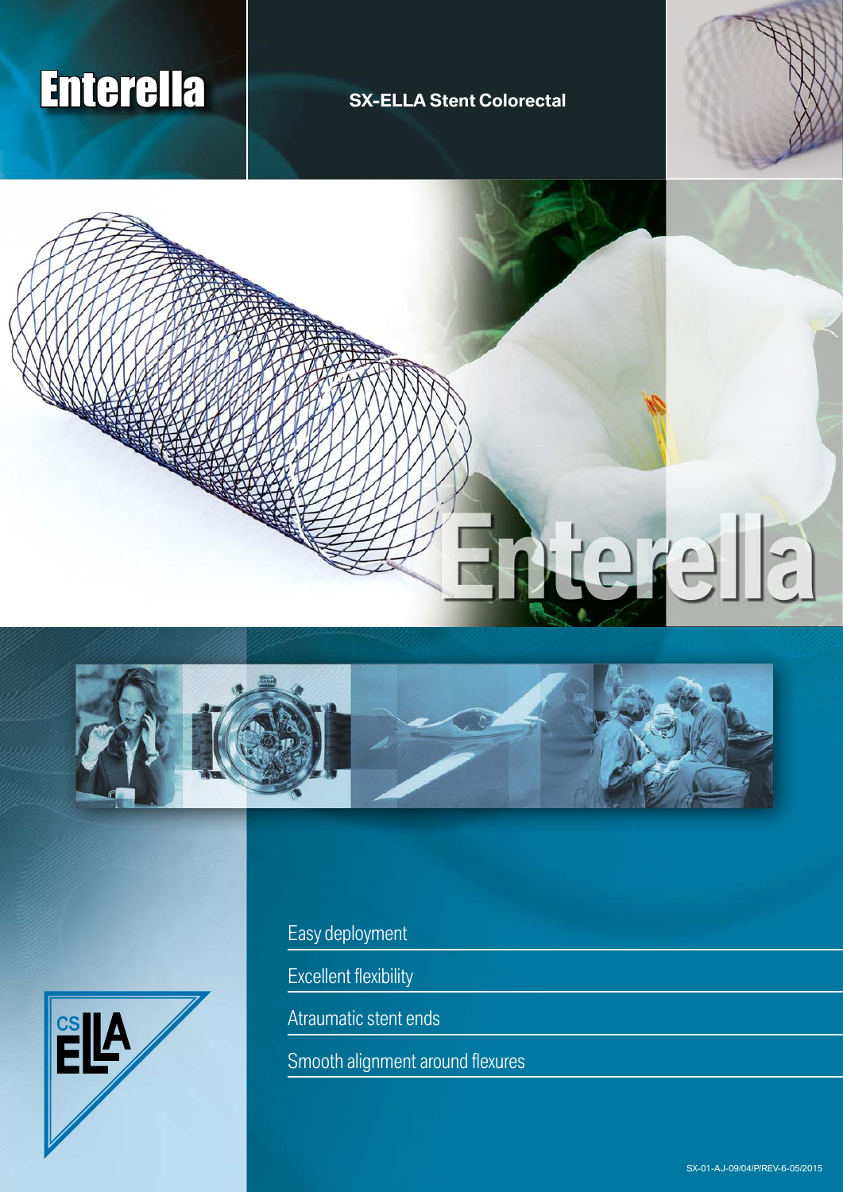# Enterella

## SX-ELLA Stent Colorectal

Enterella

- Easy deployment
- Excellent flexibility
- Atraumatic stent ends
- Smooth alignment around flexures

CS ELLA

SX-01-AJ-09/04/P/REV-6-05/2015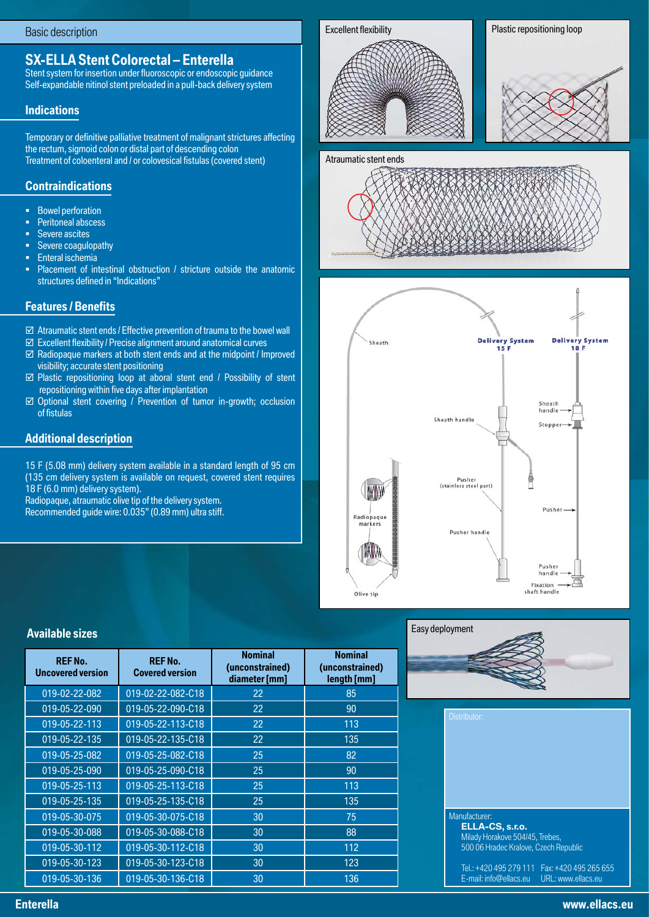Basic description

# SX-ELLA Stent Colorectal – Enterella

Stent system for insertion under fluoroscopic or endoscopic guidance
Self-expandable nitinol stent preloaded in a pull-back delivery system

## Indications

Temporary or definitive palliative treatment of malignant strictures affecting the rectum, sigmoid colon or distal part of descending colon
Treatment of coloenteral and / or colovesical fistulas (covered stent)

## Contraindications

- Bowel perforation
- Peritoneal abscess
- Severe ascites
- Severe coagulopathy
- Enteral ischemia
- Placement of intestinal obstruction / stricture outside the anatomic structures defined in "Indications"

## Features / Benefits

- ☑ Atraumatic stent ends / Effective prevention of trauma to the bowel wall
- ☑ Excellent flexibility / Precise alignment around anatomical curves
- ☑ Radiopaque markers at both stent ends and at the midpoint / Improved visibility; accurate stent positioning
- ☑ Plastic repositioning loop at aboral stent end / Possibility of stent repositioning within five days after implantation
- ☑ Optional stent covering / Prevention of tumor in-growth; occlusion of fistulas

## Additional description

15 F (5.08 mm) delivery system available in a standard length of 95 cm (135 cm delivery system is available on request, covered stent requires 18 F (6.0 mm) delivery system).
Radiopaque, atraumatic olive tip of the delivery system.
Recommended guide wire: 0.035" (0.89 mm) ultra stiff.

Excellent flexibility

Plastic repositioning loop

Atraumatic stent ends

Sheath
Delivery System 15 F
Delivery System 18 F
Sheath handle
Stopper
Sheath handle
Pusher (stainless steel part)
Radiopaque markers
Pusher
Pusher handle
Pusher handle
Fixation shaft handle
Olive tip

## Available sizes

| REF No. Uncovered version | REF No. Covered version | Nominal (unconstrained) diameter [mm] | Nominal (unconstrained) length [mm] |
|---|---|---|---|
| 019-02-22-082 | 019-02-22-082-C18 | 22 | 85 |
| 019-05-22-090 | 019-05-22-090-C18 | 22 | 90 |
| 019-05-22-113 | 019-05-22-113-C18 | 22 | 113 |
| 019-05-22-135 | 019-05-22-135-C18 | 22 | 135 |
| 019-05-25-082 | 019-05-25-082-C18 | 25 | 82 |
| 019-05-25-090 | 019-05-25-090-C18 | 25 | 90 |
| 019-05-25-113 | 019-05-25-113-C18 | 25 | 113 |
| 019-05-25-135 | 019-05-25-135-C18 | 25 | 135 |
| 019-05-30-075 | 019-05-30-075-C18 | 30 | 75 |
| 019-05-30-088 | 019-05-30-088-C18 | 30 | 88 |
| 019-05-30-112 | 019-05-30-112-C18 | 30 | 112 |
| 019-05-30-123 | 019-05-30-123-C18 | 30 | 123 |
| 019-05-30-136 | 019-05-30-136-C18 | 30 | 136 |

Easy deployment

Distributor:

Manufacturer:
**ELLA-CS, s.r.o.**
Milady Horakove 504/45, Trebes,
500 06 Hradec Kralove, Czech Republic

Tel.: +420 495 279 111 Fax: +420 495 265 655
E-mail: info@ellacs.eu URL: www.ellacs.eu